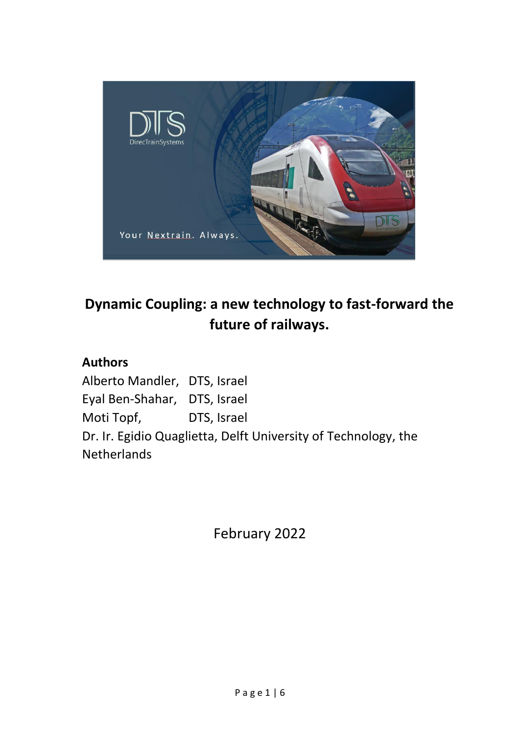# Dynamic Coupling: a new technology to fast-forward the future of railways.

**Authors**

Alberto Mandler, DTS, Israel
Eyal Ben-Shahar, DTS, Israel
Moti Topf, DTS, Israel
Dr. Ir. Egidio Quaglietta, Delft University of Technology, the Netherlands

February 2022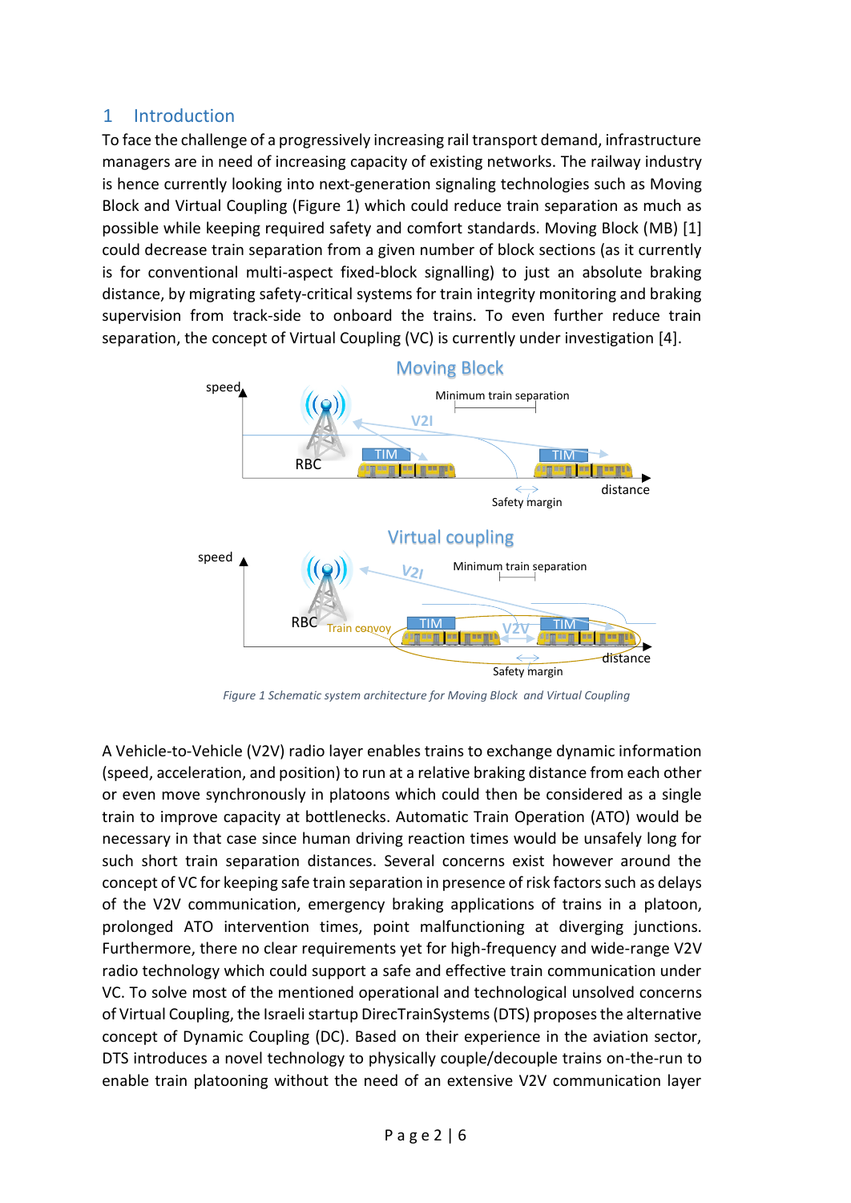## 1 Introduction

To face the challenge of a progressively increasing rail transport demand, infrastructure managers are in need of increasing capacity of existing networks. The railway industry is hence currently looking into next-generation signaling technologies such as Moving Block and Virtual Coupling (Figure 1) which could reduce train separation as much as possible while keeping required safety and comfort standards. Moving Block (MB) [1] could decrease train separation from a given number of block sections (as it currently is for conventional multi-aspect fixed-block signalling) to just an absolute braking distance, by migrating safety-critical systems for train integrity monitoring and braking supervision from track-side to onboard the trains. To even further reduce train separation, the concept of Virtual Coupling (VC) is currently under investigation [4].

*Figure 1 Schematic system architecture for Moving Block and Virtual Coupling*

A Vehicle-to-Vehicle (V2V) radio layer enables trains to exchange dynamic information (speed, acceleration, and position) to run at a relative braking distance from each other or even move synchronously in platoons which could then be considered as a single train to improve capacity at bottlenecks. Automatic Train Operation (ATO) would be necessary in that case since human driving reaction times would be unsafely long for such short train separation distances. Several concerns exist however around the concept of VC for keeping safe train separation in presence of risk factors such as delays of the V2V communication, emergency braking applications of trains in a platoon, prolonged ATO intervention times, point malfunctioning at diverging junctions. Furthermore, there no clear requirements yet for high-frequency and wide-range V2V radio technology which could support a safe and effective train communication under VC. To solve most of the mentioned operational and technological unsolved concerns of Virtual Coupling, the Israeli startup DirecTrainSystems (DTS) proposes the alternative concept of Dynamic Coupling (DC). Based on their experience in the aviation sector, DTS introduces a novel technology to physically couple/decouple trains on-the-run to enable train platooning without the need of an extensive V2V communication layer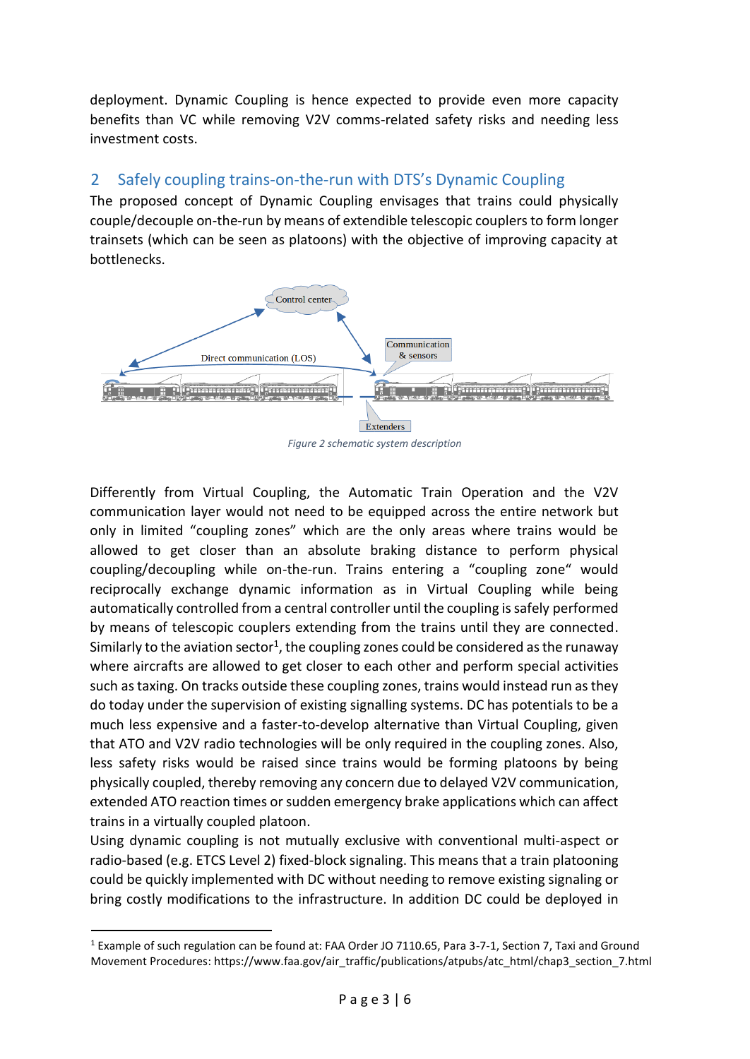deployment. Dynamic Coupling is hence expected to provide even more capacity benefits than VC while removing V2V comms-related safety risks and needing less investment costs.

## 2 Safely coupling trains-on-the-run with DTS's Dynamic Coupling

The proposed concept of Dynamic Coupling envisages that trains could physically couple/decouple on-the-run by means of extendible telescopic couplers to form longer trainsets (which can be seen as platoons) with the objective of improving capacity at bottlenecks.

*Figure 2 schematic system description*

Differently from Virtual Coupling, the Automatic Train Operation and the V2V communication layer would not need to be equipped across the entire network but only in limited "coupling zones" which are the only areas where trains would be allowed to get closer than an absolute braking distance to perform physical coupling/decoupling while on-the-run. Trains entering a "coupling zone" would reciprocally exchange dynamic information as in Virtual Coupling while being automatically controlled from a central controller until the coupling is safely performed by means of telescopic couplers extending from the trains until they are connected. Similarly to the aviation sector[1], the coupling zones could be considered as the runaway where aircrafts are allowed to get closer to each other and perform special activities such as taxing. On tracks outside these coupling zones, trains would instead run as they do today under the supervision of existing signalling systems. DC has potentials to be a much less expensive and a faster-to-develop alternative than Virtual Coupling, given that ATO and V2V radio technologies will be only required in the coupling zones. Also, less safety risks would be raised since trains would be forming platoons by being physically coupled, thereby removing any concern due to delayed V2V communication, extended ATO reaction times or sudden emergency brake applications which can affect trains in a virtually coupled platoon.

Using dynamic coupling is not mutually exclusive with conventional multi-aspect or radio-based (e.g. ETCS Level 2) fixed-block signaling. This means that a train platooning could be quickly implemented with DC without needing to remove existing signaling or bring costly modifications to the infrastructure. In addition DC could be deployed in

[1] Example of such regulation can be found at: FAA Order JO 7110.65, Para 3-7-1, Section 7, Taxi and Ground Movement Procedures: https://www.faa.gov/air_traffic/publications/atpubs/atc_html/chap3_section_7.html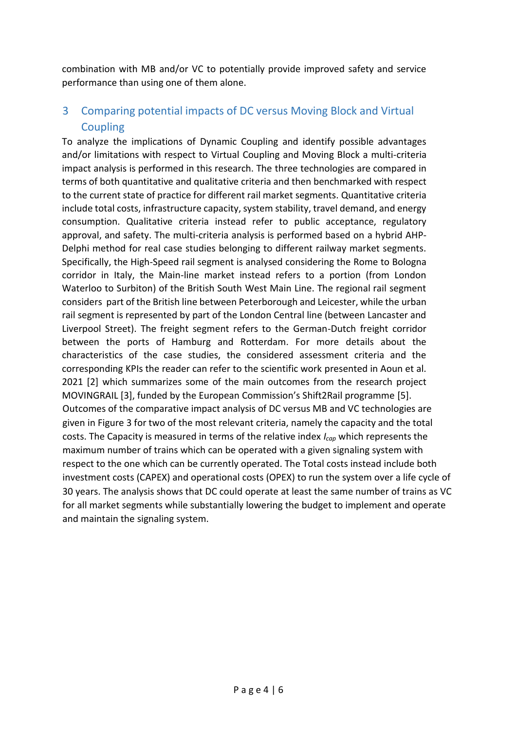combination with MB and/or VC to potentially provide improved safety and service performance than using one of them alone.

## 3 Comparing potential impacts of DC versus Moving Block and Virtual Coupling

To analyze the implications of Dynamic Coupling and identify possible advantages and/or limitations with respect to Virtual Coupling and Moving Block a multi-criteria impact analysis is performed in this research. The three technologies are compared in terms of both quantitative and qualitative criteria and then benchmarked with respect to the current state of practice for different rail market segments. Quantitative criteria include total costs, infrastructure capacity, system stability, travel demand, and energy consumption. Qualitative criteria instead refer to public acceptance, regulatory approval, and safety. The multi-criteria analysis is performed based on a hybrid AHP-Delphi method for real case studies belonging to different railway market segments. Specifically, the High-Speed rail segment is analysed considering the Rome to Bologna corridor in Italy, the Main-line market instead refers to a portion (from London Waterloo to Surbiton) of the British South West Main Line. The regional rail segment considers part of the British line between Peterborough and Leicester, while the urban rail segment is represented by part of the London Central line (between Lancaster and Liverpool Street). The freight segment refers to the German-Dutch freight corridor between the ports of Hamburg and Rotterdam. For more details about the characteristics of the case studies, the considered assessment criteria and the corresponding KPIs the reader can refer to the scientific work presented in Aoun et al. 2021 [2] which summarizes some of the main outcomes from the research project MOVINGRAIL [3], funded by the European Commission's Shift2Rail programme [5].

Outcomes of the comparative impact analysis of DC versus MB and VC technologies are given in Figure 3 for two of the most relevant criteria, namely the capacity and the total costs. The Capacity is measured in terms of the relative index $I_{cap}$ which represents the maximum number of trains which can be operated with a given signaling system with respect to the one which can be currently operated. The Total costs instead include both investment costs (CAPEX) and operational costs (OPEX) to run the system over a life cycle of 30 years. The analysis shows that DC could operate at least the same number of trains as VC for all market segments while substantially lowering the budget to implement and operate and maintain the signaling system.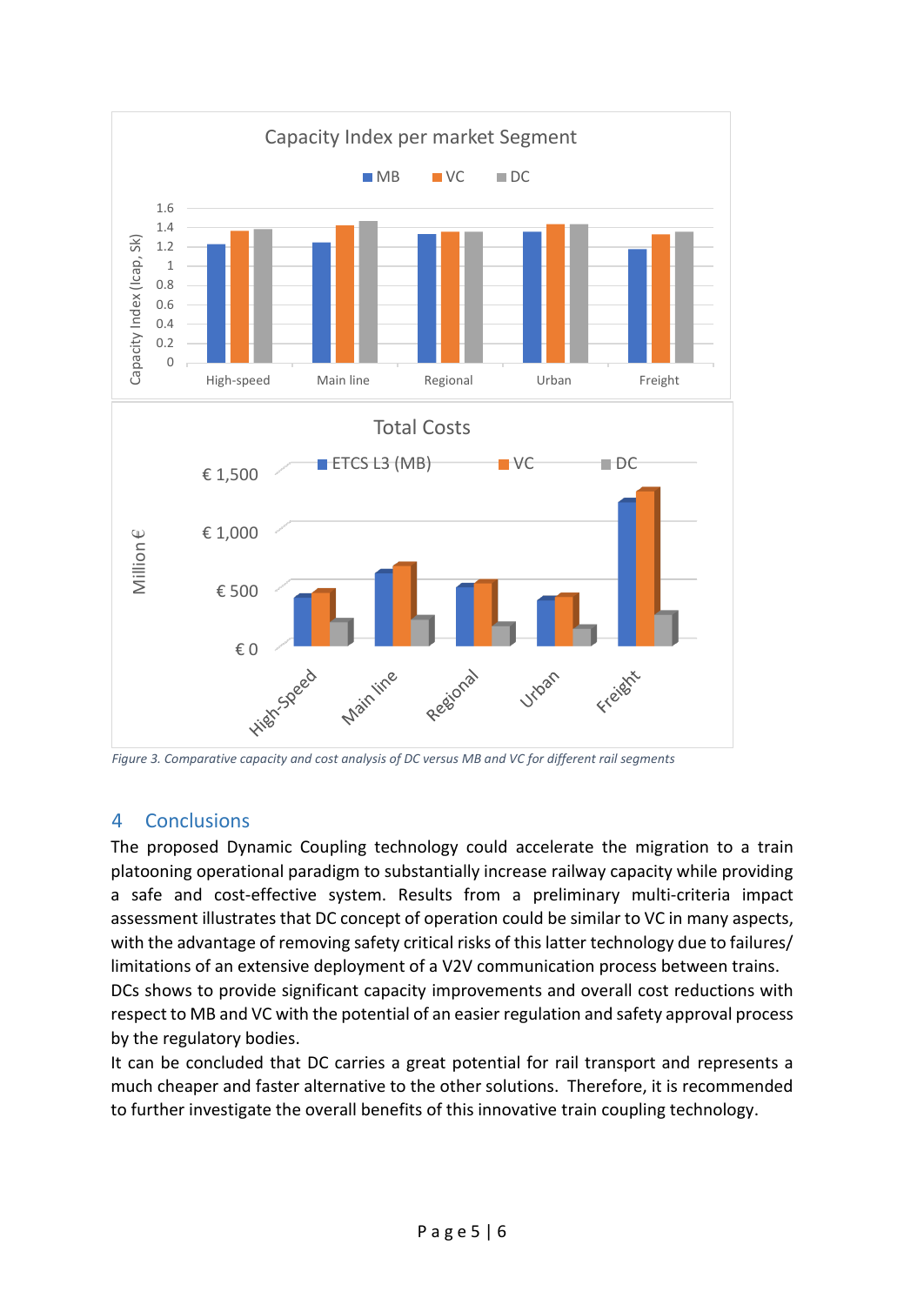Figure 3. Comparative capacity and cost analysis of DC versus MB and VC for different rail segments

## 4 Conclusions

The proposed Dynamic Coupling technology could accelerate the migration to a train platooning operational paradigm to substantially increase railway capacity while providing a safe and cost-effective system. Results from a preliminary multi-criteria impact assessment illustrates that DC concept of operation could be similar to VC in many aspects, with the advantage of removing safety critical risks of this latter technology due to failures/ limitations of an extensive deployment of a V2V communication process between trains. DCs shows to provide significant capacity improvements and overall cost reductions with respect to MB and VC with the potential of an easier regulation and safety approval process by the regulatory bodies.

It can be concluded that DC carries a great potential for rail transport and represents a much cheaper and faster alternative to the other solutions. Therefore, it is recommended to further investigate the overall benefits of this innovative train coupling technology.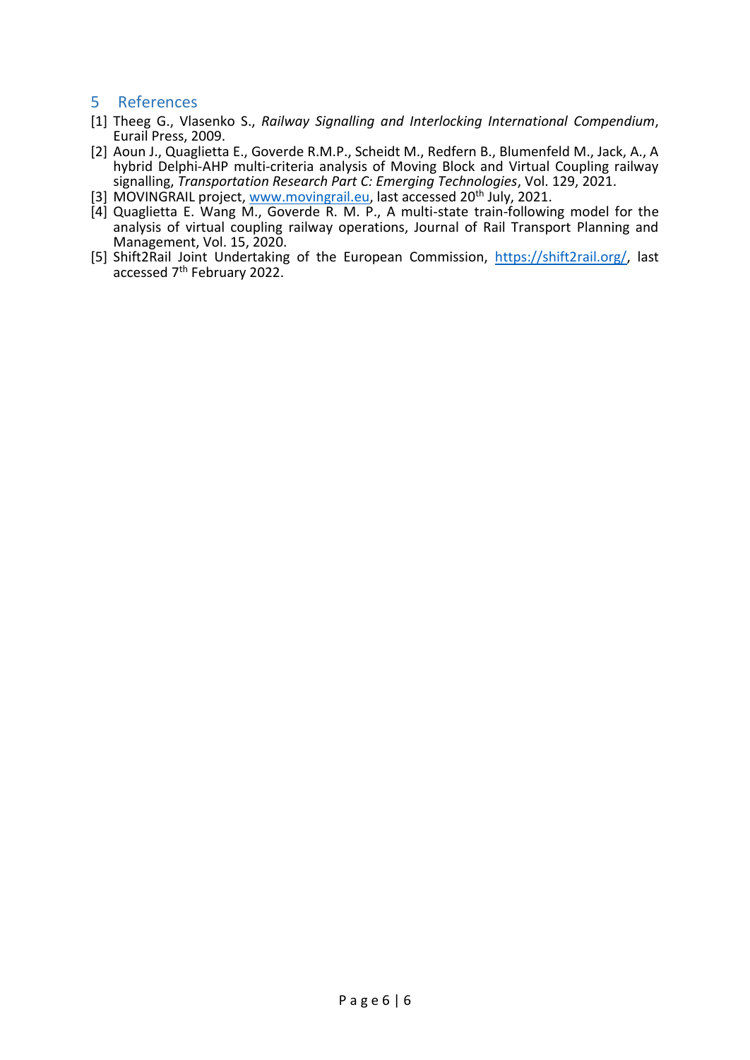## 5 References

[1] Theeg G., Vlasenko S., *Railway Signalling and Interlocking International Compendium*, Eurail Press, 2009.

[2] Aoun J., Quaglietta E., Goverde R.M.P., Scheidt M., Redfern B., Blumenfeld M., Jack, A., A hybrid Delphi-AHP multi-criteria analysis of Moving Block and Virtual Coupling railway signalling, *Transportation Research Part C: Emerging Technologies*, Vol. 129, 2021.

[3] MOVINGRAIL project, www.movingrail.eu, last accessed 20th July, 2021.

[4] Quaglietta E. Wang M., Goverde R. M. P., A multi-state train-following model for the analysis of virtual coupling railway operations, Journal of Rail Transport Planning and Management, Vol. 15, 2020.

[5] Shift2Rail Joint Undertaking of the European Commission, https://shift2rail.org/, last accessed 7th February 2022.